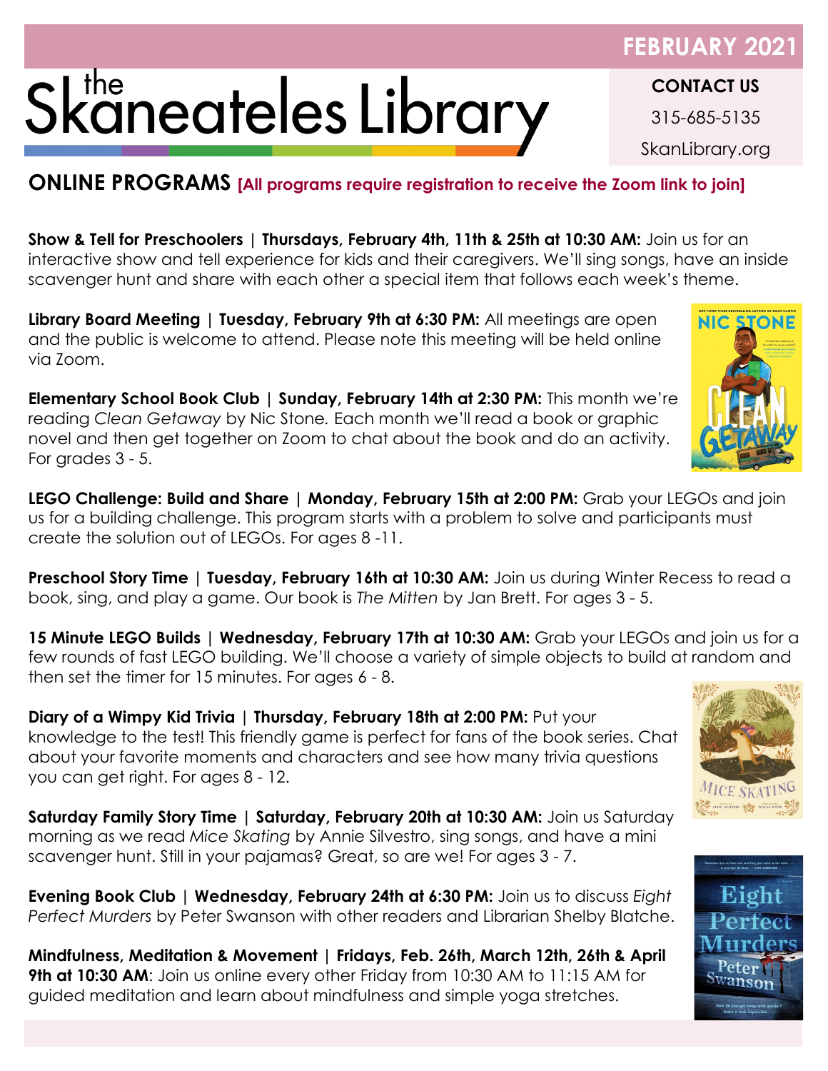# the Skaneateles Library

**FEBRUARY 2021**

**CONTACT US**

315-685-5135

SkanLibrary.org

## ONLINE PROGRAMS [All programs require registration to receive the Zoom link to join]

**Show & Tell for Preschoolers | Thursdays, February 4th, 11th & 25th at 10:30 AM:** Join us for an interactive show and tell experience for kids and their caregivers. We'll sing songs, have an inside scavenger hunt and share with each other a special item that follows each week's theme.

**Library Board Meeting | Tuesday, February 9th at 6:30 PM:** All meetings are open and the public is welcome to attend. Please note this meeting will be held online via Zoom.

**Elementary School Book Club | Sunday, February 14th at 2:30 PM:** This month we're reading *Clean Getaway* by Nic Stone. Each month we'll read a book or graphic novel and then get together on Zoom to chat about the book and do an activity. For grades 3 - 5.

**LEGO Challenge: Build and Share | Monday, February 15th at 2:00 PM:** Grab your LEGOs and join us for a building challenge. This program starts with a problem to solve and participants must create the solution out of LEGOs. For ages 8 -11.

**Preschool Story Time | Tuesday, February 16th at 10:30 AM:** Join us during Winter Recess to read a book, sing, and play a game. Our book is *The Mitten* by Jan Brett. For ages 3 - 5.

**15 Minute LEGO Builds | Wednesday, February 17th at 10:30 AM:** Grab your LEGOs and join us for a few rounds of fast LEGO building. We'll choose a variety of simple objects to build at random and then set the timer for 15 minutes. For ages 6 - 8.

**Diary of a Wimpy Kid Trivia | Thursday, February 18th at 2:00 PM:** Put your knowledge to the test! This friendly game is perfect for fans of the book series. Chat about your favorite moments and characters and see how many trivia questions you can get right. For ages 8 - 12.

**Saturday Family Story Time | Saturday, February 20th at 10:30 AM:** Join us Saturday morning as we read *Mice Skating* by Annie Silvestro, sing songs, and have a mini scavenger hunt. Still in your pajamas? Great, so are we! For ages 3 - 7.

**Evening Book Club | Wednesday, February 24th at 6:30 PM:** Join us to discuss *Eight Perfect Murders* by Peter Swanson with other readers and Librarian Shelby Blatche.

**Mindfulness, Meditation & Movement | Fridays, Feb. 26th, March 12th, 26th & April 9th at 10:30 AM**: Join us online every other Friday from 10:30 AM to 11:15 AM for guided meditation and learn about mindfulness and simple yoga stretches.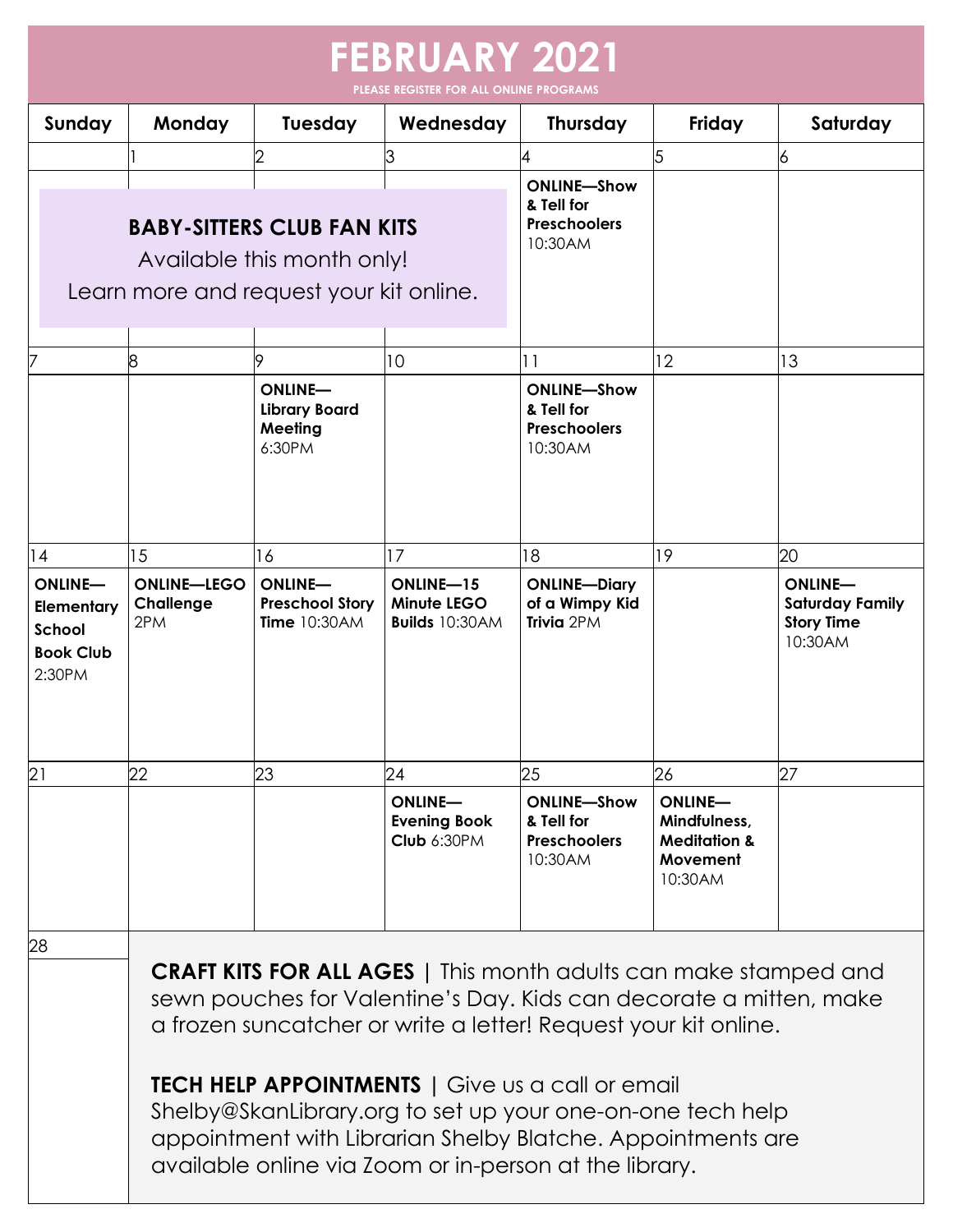# FEBRUARY 2021

PLEASE REGISTER FOR ALL ONLINE PROGRAMS

| Sunday | Monday | Tuesday | Wednesday | Thursday | Friday | Saturday |
|---|---|---|---|---|---|---|
| | 1 | 2 | 3 | 4 | 5 | 6 |
| | | | | **ONLINE—Show & Tell for Preschoolers** 10:30AM | | |
| 7 | 8 | 9 | 10 | 11 | 12 | 13 |
| | | **ONLINE—Library Board Meeting** 6:30PM | | **ONLINE—Show & Tell for Preschoolers** 10:30AM | | |
| 14 | 15 | 16 | 17 | 18 | 19 | 20 |
| **ONLINE—Elementary School Book Club** 2:30PM | **ONLINE—LEGO Challenge** 2PM | **ONLINE—Preschool Story Time** 10:30AM | **ONLINE—15 Minute LEGO Builds** 10:30AM | **ONLINE—Diary of a Wimpy Kid Trivia** 2PM | | **ONLINE—Saturday Family Story Time** 10:30AM |
| 21 | 22 | 23 | 24 | 25 | 26 | 27 |
| | | | **ONLINE—Evening Book Club** 6:30PM | **ONLINE—Show & Tell for Preschoolers** 10:30AM | **ONLINE—Mindfulness, Meditation & Movement** 10:30AM | |
| 28 | | | | | | |

**BABY-SITTERS CLUB FAN KITS**

Available this month only!

Learn more and request your kit online.

**CRAFT KITS FOR ALL AGES** | This month adults can make stamped and sewn pouches for Valentine's Day. Kids can decorate a mitten, make a frozen suncatcher or write a letter! Request your kit online.

**TECH HELP APPOINTMENTS** | Give us a call or email Shelby@SkanLibrary.org to set up your one-on-one tech help appointment with Librarian Shelby Blatche. Appointments are available online via Zoom or in-person at the library.